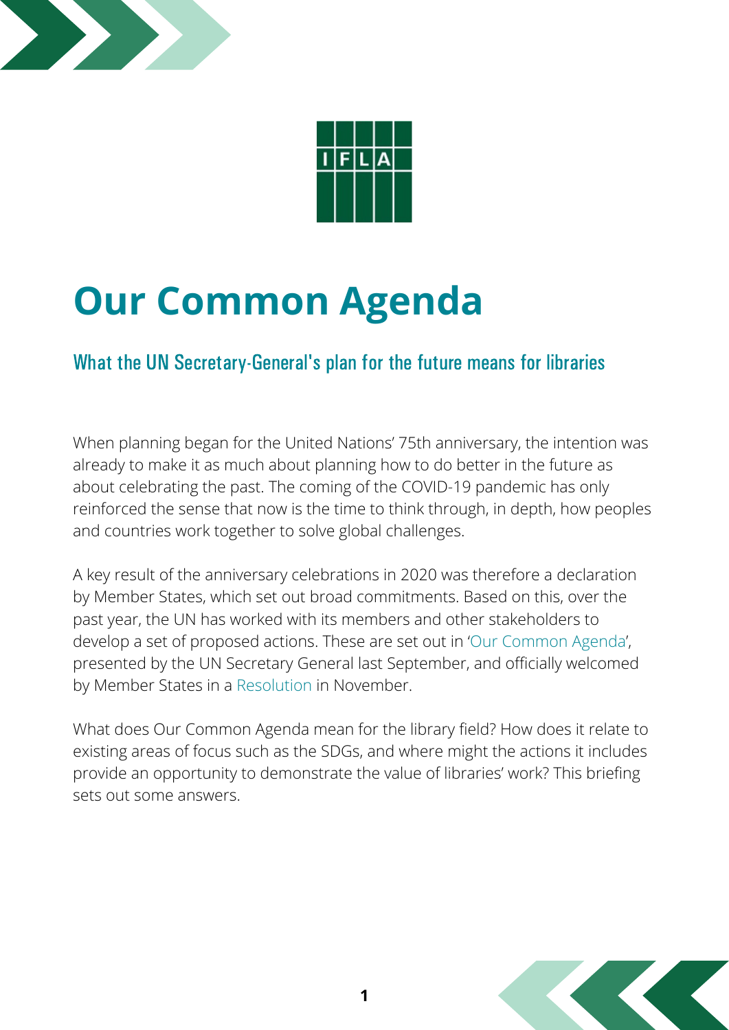# Our Common Agenda

## What the UN Secretary-General's plan for the future means for libraries

When planning began for the United Nations' 75th anniversary, the intention was already to make it as much about planning how to do better in the future as about celebrating the past. The coming of the COVID-19 pandemic has only reinforced the sense that now is the time to think through, in depth, how peoples and countries work together to solve global challenges.

A key result of the anniversary celebrations in 2020 was therefore a declaration by Member States, which set out broad commitments. Based on this, over the past year, the UN has worked with its members and other stakeholders to develop a set of proposed actions. These are set out in 'Our Common Agenda', presented by the UN Secretary General last September, and officially welcomed by Member States in a Resolution in November.

What does Our Common Agenda mean for the library field? How does it relate to existing areas of focus such as the SDGs, and where might the actions it includes provide an opportunity to demonstrate the value of libraries' work? This briefing sets out some answers.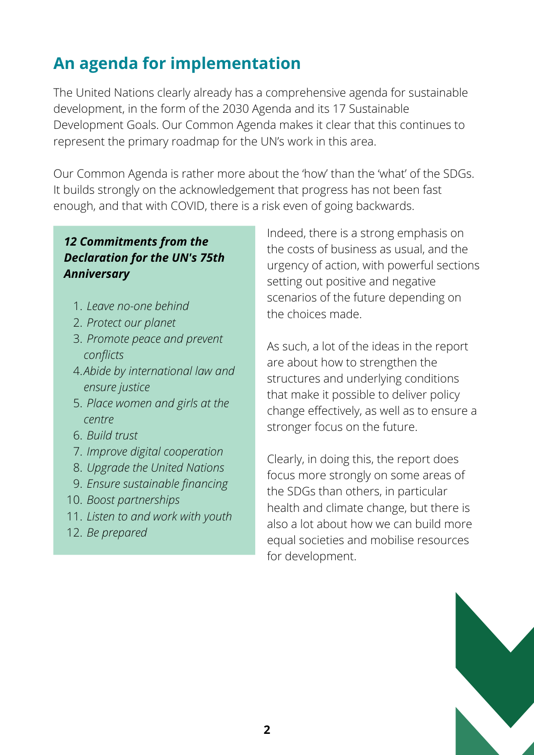## An agenda for implementation

The United Nations clearly already has a comprehensive agenda for sustainable development, in the form of the 2030 Agenda and its 17 Sustainable Development Goals. Our Common Agenda makes it clear that this continues to represent the primary roadmap for the UN's work in this area.

Our Common Agenda is rather more about the 'how' than the 'what' of the SDGs. It builds strongly on the acknowledgement that progress has not been fast enough, and that with COVID, there is a risk even of going backwards.

> ***12 Commitments from the Declaration for the UN's 75th Anniversary***
>
> 1. *Leave no-one behind*
> 2. *Protect our planet*
> 3. *Promote peace and prevent conflicts*
> 4. *Abide by international law and ensure justice*
> 5. *Place women and girls at the centre*
> 6. *Build trust*
> 7. *Improve digital cooperation*
> 8. *Upgrade the United Nations*
> 9. *Ensure sustainable financing*
> 10. *Boost partnerships*
> 11. *Listen to and work with youth*
> 12. *Be prepared*

Indeed, there is a strong emphasis on the costs of business as usual, and the urgency of action, with powerful sections setting out positive and negative scenarios of the future depending on the choices made.

As such, a lot of the ideas in the report are about how to strengthen the structures and underlying conditions that make it possible to deliver policy change effectively, as well as to ensure a stronger focus on the future.

Clearly, in doing this, the report does focus more strongly on some areas of the SDGs than others, in particular health and climate change, but there is also a lot about how we can build more equal societies and mobilise resources for development.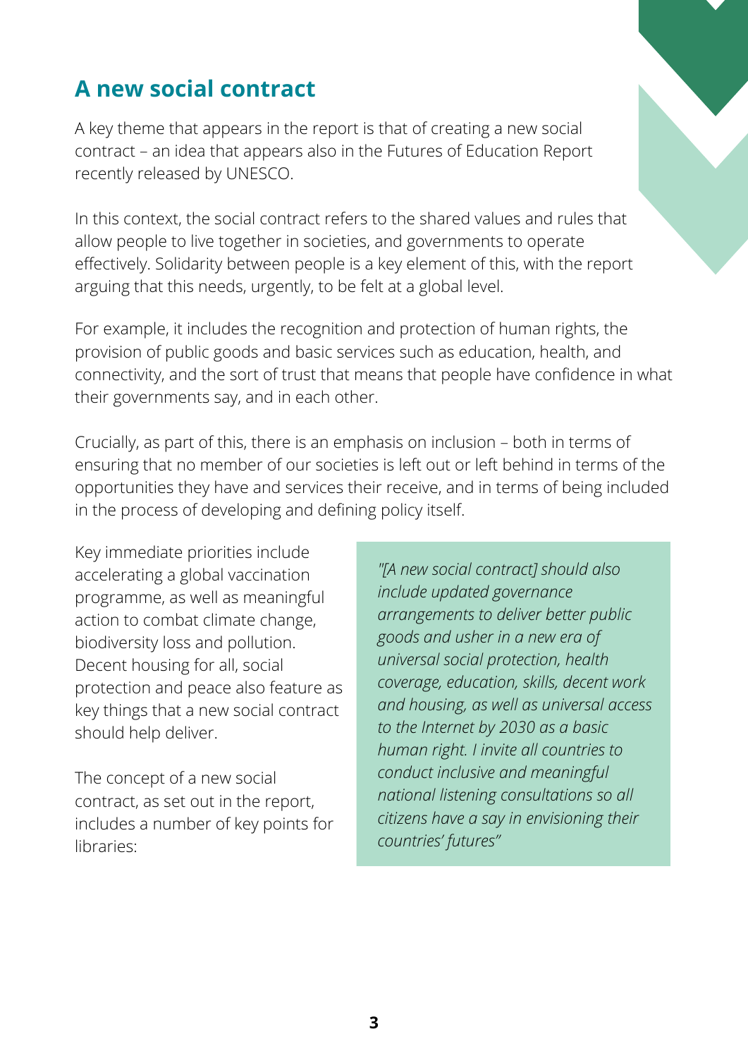## A new social contract

A key theme that appears in the report is that of creating a new social contract – an idea that appears also in the Futures of Education Report recently released by UNESCO.

In this context, the social contract refers to the shared values and rules that allow people to live together in societies, and governments to operate effectively. Solidarity between people is a key element of this, with the report arguing that this needs, urgently, to be felt at a global level.

For example, it includes the recognition and protection of human rights, the provision of public goods and basic services such as education, health, and connectivity, and the sort of trust that means that people have confidence in what their governments say, and in each other.

Crucially, as part of this, there is an emphasis on inclusion – both in terms of ensuring that no member of our societies is left out or left behind in terms of the opportunities they have and services their receive, and in terms of being included in the process of developing and defining policy itself.

Key immediate priorities include accelerating a global vaccination programme, as well as meaningful action to combat climate change, biodiversity loss and pollution. Decent housing for all, social protection and peace also feature as key things that a new social contract should help deliver.

The concept of a new social contract, as set out in the report, includes a number of key points for libraries:

> *"[A new social contract] should also include updated governance arrangements to deliver better public goods and usher in a new era of universal social protection, health coverage, education, skills, decent work and housing, as well as universal access to the Internet by 2030 as a basic human right. I invite all countries to conduct inclusive and meaningful national listening consultations so all citizens have a say in envisioning their countries' futures"*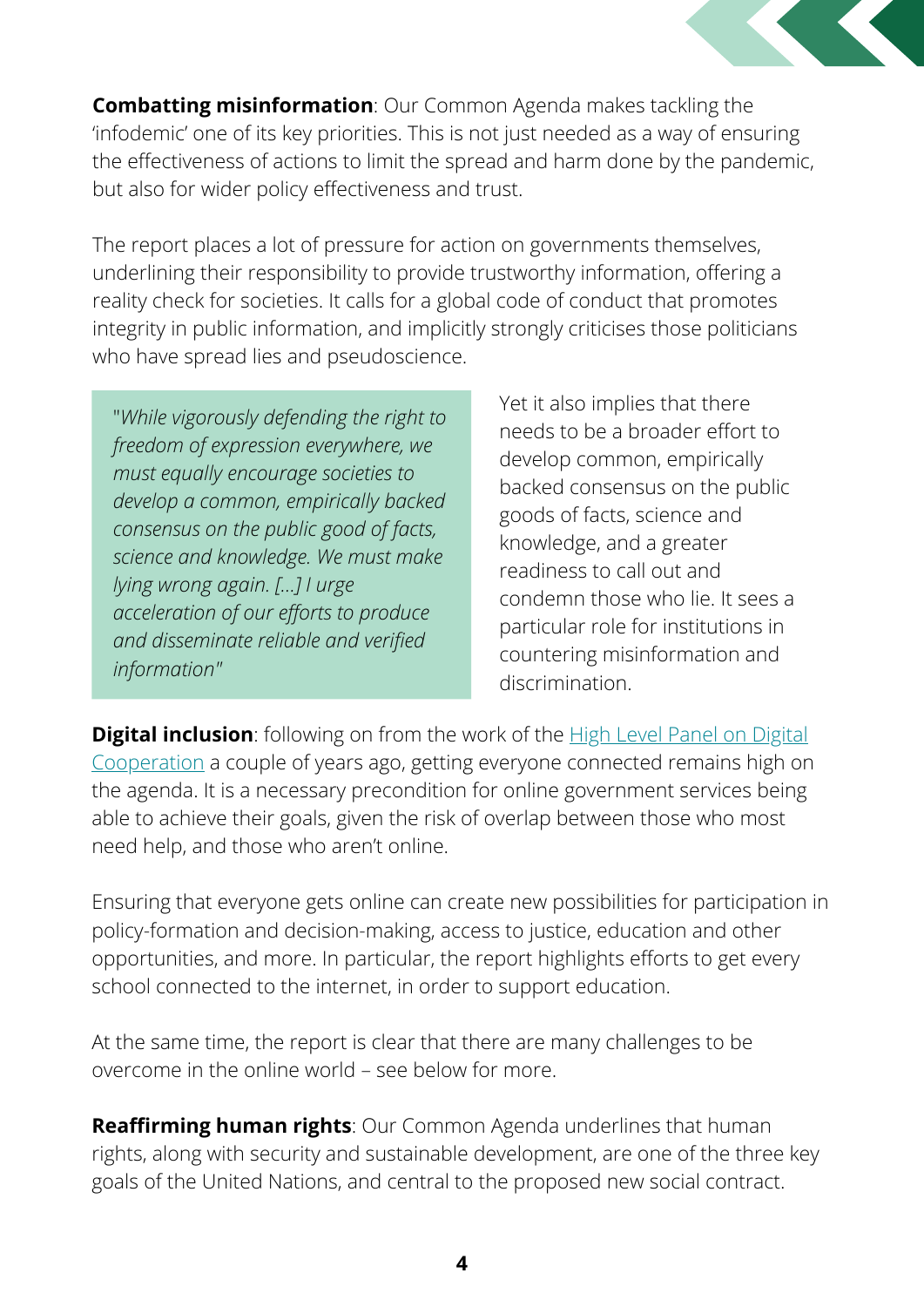**Combatting misinformation**: Our Common Agenda makes tackling the 'infodemic' one of its key priorities. This is not just needed as a way of ensuring the effectiveness of actions to limit the spread and harm done by the pandemic, but also for wider policy effectiveness and trust.

The report places a lot of pressure for action on governments themselves, underlining their responsibility to provide trustworthy information, offering a reality check for societies. It calls for a global code of conduct that promotes integrity in public information, and implicitly strongly criticises those politicians who have spread lies and pseudoscience.

> *"While vigorously defending the right to freedom of expression everywhere, we must equally encourage societies to develop a common, empirically backed consensus on the public good of facts, science and knowledge. We must make lying wrong again. [...] I urge acceleration of our efforts to produce and disseminate reliable and verified information"*

Yet it also implies that there needs to be a broader effort to develop common, empirically backed consensus on the public goods of facts, science and knowledge, and a greater readiness to call out and condemn those who lie. It sees a particular role for institutions in countering misinformation and discrimination.

**Digital inclusion**: following on from the work of the [High Level Panel on Digital Cooperation] a couple of years ago, getting everyone connected remains high on the agenda. It is a necessary precondition for online government services being able to achieve their goals, given the risk of overlap between those who most need help, and those who aren't online.

Ensuring that everyone gets online can create new possibilities for participation in policy-formation and decision-making, access to justice, education and other opportunities, and more. In particular, the report highlights efforts to get every school connected to the internet, in order to support education.

At the same time, the report is clear that there are many challenges to be overcome in the online world – see below for more.

**Reaffirming human rights**: Our Common Agenda underlines that human rights, along with security and sustainable development, are one of the three key goals of the United Nations, and central to the proposed new social contract.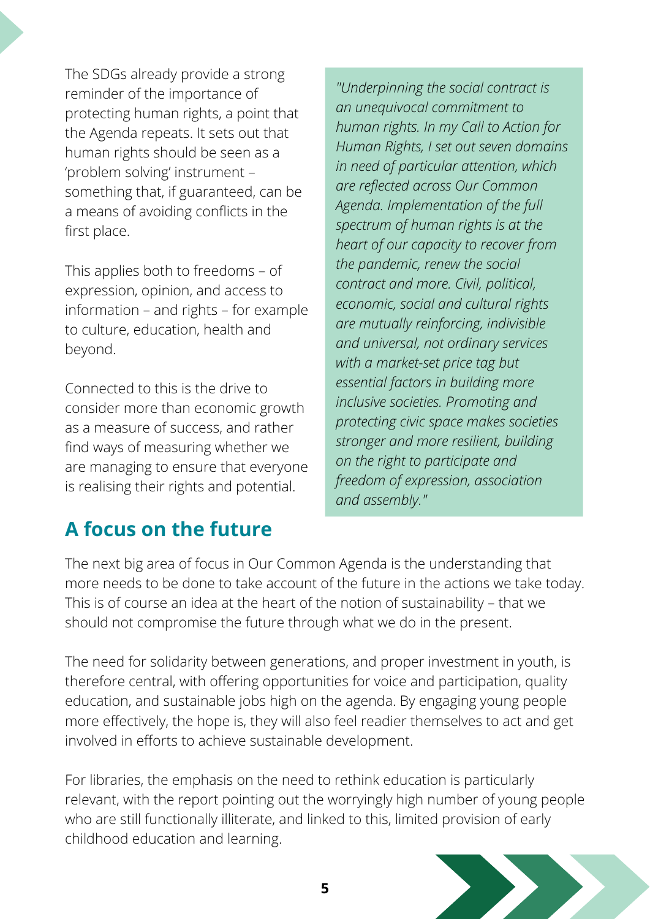The SDGs already provide a strong reminder of the importance of protecting human rights, a point that the Agenda repeats. It sets out that human rights should be seen as a 'problem solving' instrument – something that, if guaranteed, can be a means of avoiding conflicts in the first place.

This applies both to freedoms – of expression, opinion, and access to information – and rights – for example to culture, education, health and beyond.

Connected to this is the drive to consider more than economic growth as a measure of success, and rather find ways of measuring whether we are managing to ensure that everyone is realising their rights and potential.

> *"Underpinning the social contract is an unequivocal commitment to human rights. In my Call to Action for Human Rights, I set out seven domains in need of particular attention, which are reflected across Our Common Agenda. Implementation of the full spectrum of human rights is at the heart of our capacity to recover from the pandemic, renew the social contract and more. Civil, political, economic, social and cultural rights are mutually reinforcing, indivisible and universal, not ordinary services with a market-set price tag but essential factors in building more inclusive societies. Promoting and protecting civic space makes societies stronger and more resilient, building on the right to participate and freedom of expression, association and assembly."*

## A focus on the future

The next big area of focus in Our Common Agenda is the understanding that more needs to be done to take account of the future in the actions we take today. This is of course an idea at the heart of the notion of sustainability – that we should not compromise the future through what we do in the present.

The need for solidarity between generations, and proper investment in youth, is therefore central, with offering opportunities for voice and participation, quality education, and sustainable jobs high on the agenda. By engaging young people more effectively, the hope is, they will also feel readier themselves to act and get involved in efforts to achieve sustainable development.

For libraries, the emphasis on the need to rethink education is particularly relevant, with the report pointing out the worryingly high number of young people who are still functionally illiterate, and linked to this, limited provision of early childhood education and learning.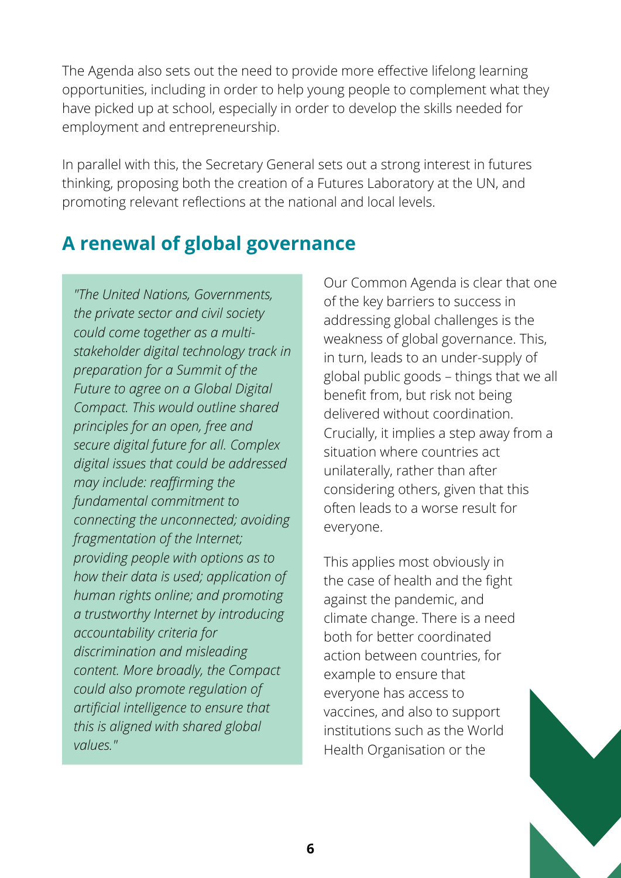The Agenda also sets out the need to provide more effective lifelong learning opportunities, including in order to help young people to complement what they have picked up at school, especially in order to develop the skills needed for employment and entrepreneurship.

In parallel with this, the Secretary General sets out a strong interest in futures thinking, proposing both the creation of a Futures Laboratory at the UN, and promoting relevant reflections at the national and local levels.

## A renewal of global governance

> *"The United Nations, Governments, the private sector and civil society could come together as a multi-stakeholder digital technology track in preparation for a Summit of the Future to agree on a Global Digital Compact. This would outline shared principles for an open, free and secure digital future for all. Complex digital issues that could be addressed may include: reaffirming the fundamental commitment to connecting the unconnected; avoiding fragmentation of the Internet; providing people with options as to how their data is used; application of human rights online; and promoting a trustworthy Internet by introducing accountability criteria for discrimination and misleading content. More broadly, the Compact could also promote regulation of artificial intelligence to ensure that this is aligned with shared global values."*

Our Common Agenda is clear that one of the key barriers to success in addressing global challenges is the weakness of global governance. This, in turn, leads to an under-supply of global public goods – things that we all benefit from, but risk not being delivered without coordination. Crucially, it implies a step away from a situation where countries act unilaterally, rather than after considering others, given that this often leads to a worse result for everyone.

This applies most obviously in the case of health and the fight against the pandemic, and climate change. There is a need both for better coordinated action between countries, for example to ensure that everyone has access to vaccines, and also to support institutions such as the World Health Organisation or the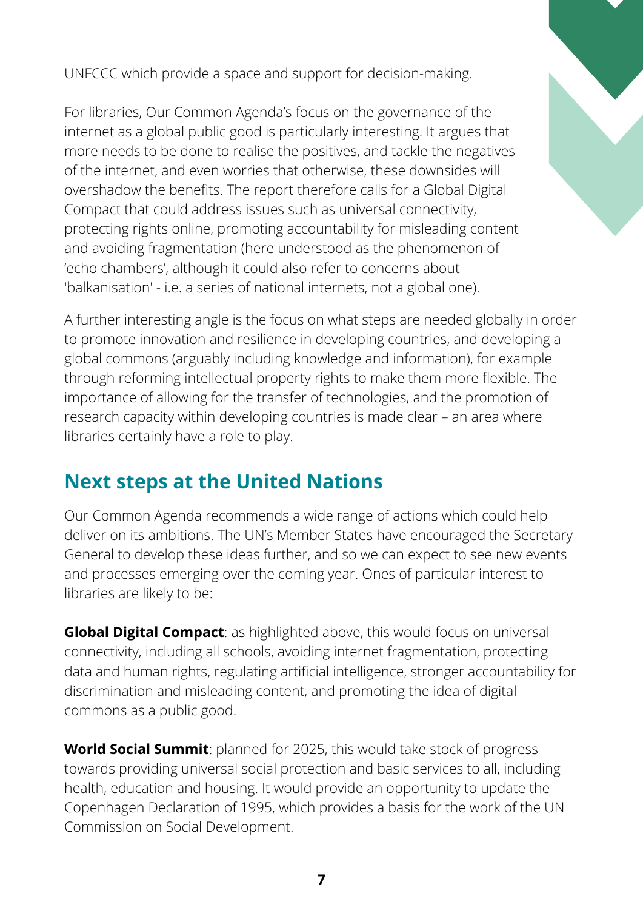UNFCCC which provide a space and support for decision-making.

For libraries, Our Common Agenda's focus on the governance of the internet as a global public good is particularly interesting. It argues that more needs to be done to realise the positives, and tackle the negatives of the internet, and even worries that otherwise, these downsides will overshadow the benefits. The report therefore calls for a Global Digital Compact that could address issues such as universal connectivity, protecting rights online, promoting accountability for misleading content and avoiding fragmentation (here understood as the phenomenon of 'echo chambers', although it could also refer to concerns about 'balkanisation' - i.e. a series of national internets, not a global one).

A further interesting angle is the focus on what steps are needed globally in order to promote innovation and resilience in developing countries, and developing a global commons (arguably including knowledge and information), for example through reforming intellectual property rights to make them more flexible. The importance of allowing for the transfer of technologies, and the promotion of research capacity within developing countries is made clear – an area where libraries certainly have a role to play.

## Next steps at the United Nations

Our Common Agenda recommends a wide range of actions which could help deliver on its ambitions. The UN's Member States have encouraged the Secretary General to develop these ideas further, and so we can expect to see new events and processes emerging over the coming year. Ones of particular interest to libraries are likely to be:

**Global Digital Compact**: as highlighted above, this would focus on universal connectivity, including all schools, avoiding internet fragmentation, protecting data and human rights, regulating artificial intelligence, stronger accountability for discrimination and misleading content, and promoting the idea of digital commons as a public good.

**World Social Summit**: planned for 2025, this would take stock of progress towards providing universal social protection and basic services to all, including health, education and housing. It would provide an opportunity to update the Copenhagen Declaration of 1995, which provides a basis for the work of the UN Commission on Social Development.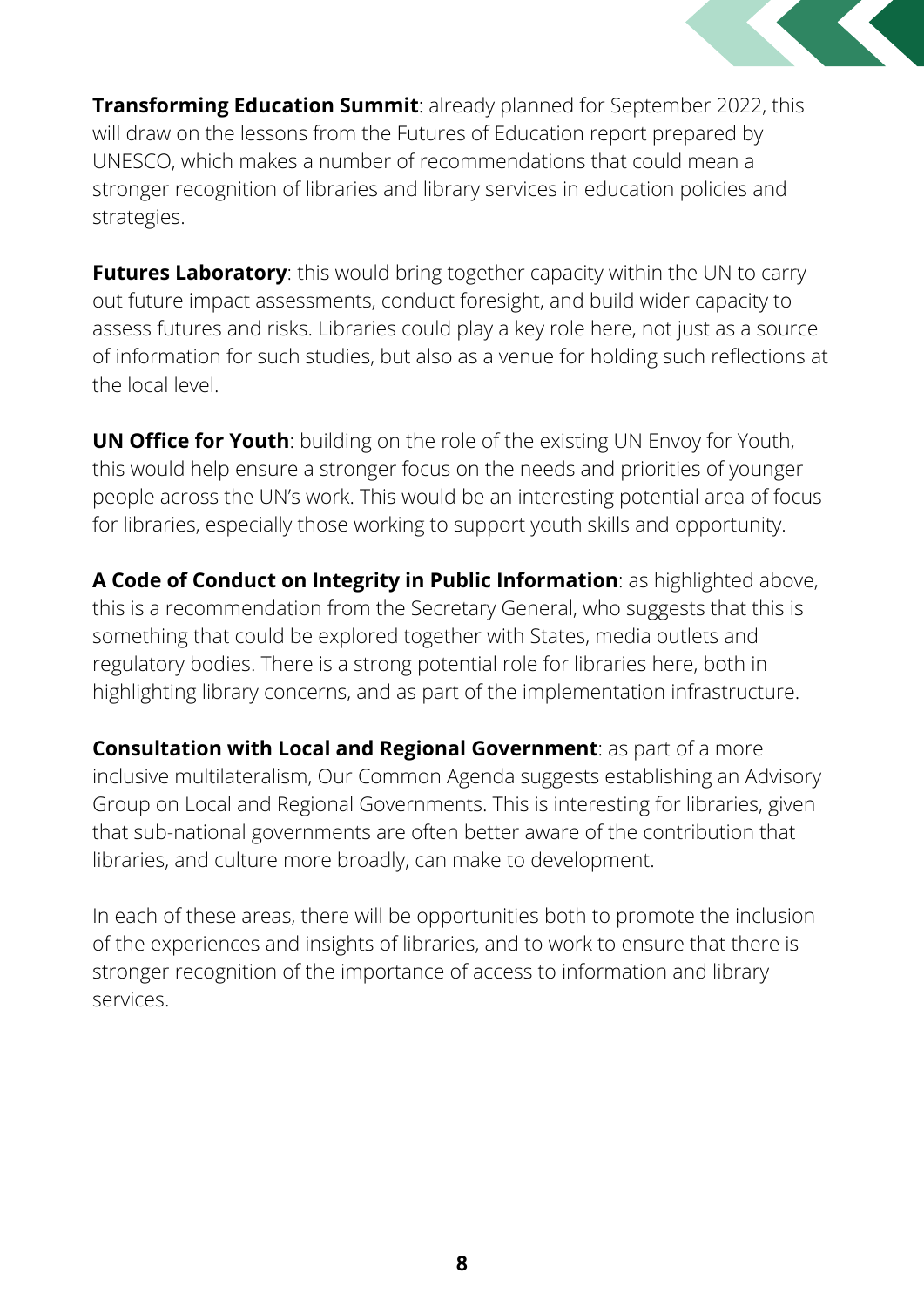**Transforming Education Summit**: already planned for September 2022, this will draw on the lessons from the Futures of Education report prepared by UNESCO, which makes a number of recommendations that could mean a stronger recognition of libraries and library services in education policies and strategies.

**Futures Laboratory**: this would bring together capacity within the UN to carry out future impact assessments, conduct foresight, and build wider capacity to assess futures and risks. Libraries could play a key role here, not just as a source of information for such studies, but also as a venue for holding such reflections at the local level.

**UN Office for Youth**: building on the role of the existing UN Envoy for Youth, this would help ensure a stronger focus on the needs and priorities of younger people across the UN's work. This would be an interesting potential area of focus for libraries, especially those working to support youth skills and opportunity.

**A Code of Conduct on Integrity in Public Information**: as highlighted above, this is a recommendation from the Secretary General, who suggests that this is something that could be explored together with States, media outlets and regulatory bodies. There is a strong potential role for libraries here, both in highlighting library concerns, and as part of the implementation infrastructure.

**Consultation with Local and Regional Government**: as part of a more inclusive multilateralism, Our Common Agenda suggests establishing an Advisory Group on Local and Regional Governments. This is interesting for libraries, given that sub-national governments are often better aware of the contribution that libraries, and culture more broadly, can make to development.

In each of these areas, there will be opportunities both to promote the inclusion of the experiences and insights of libraries, and to work to ensure that there is stronger recognition of the importance of access to information and library services.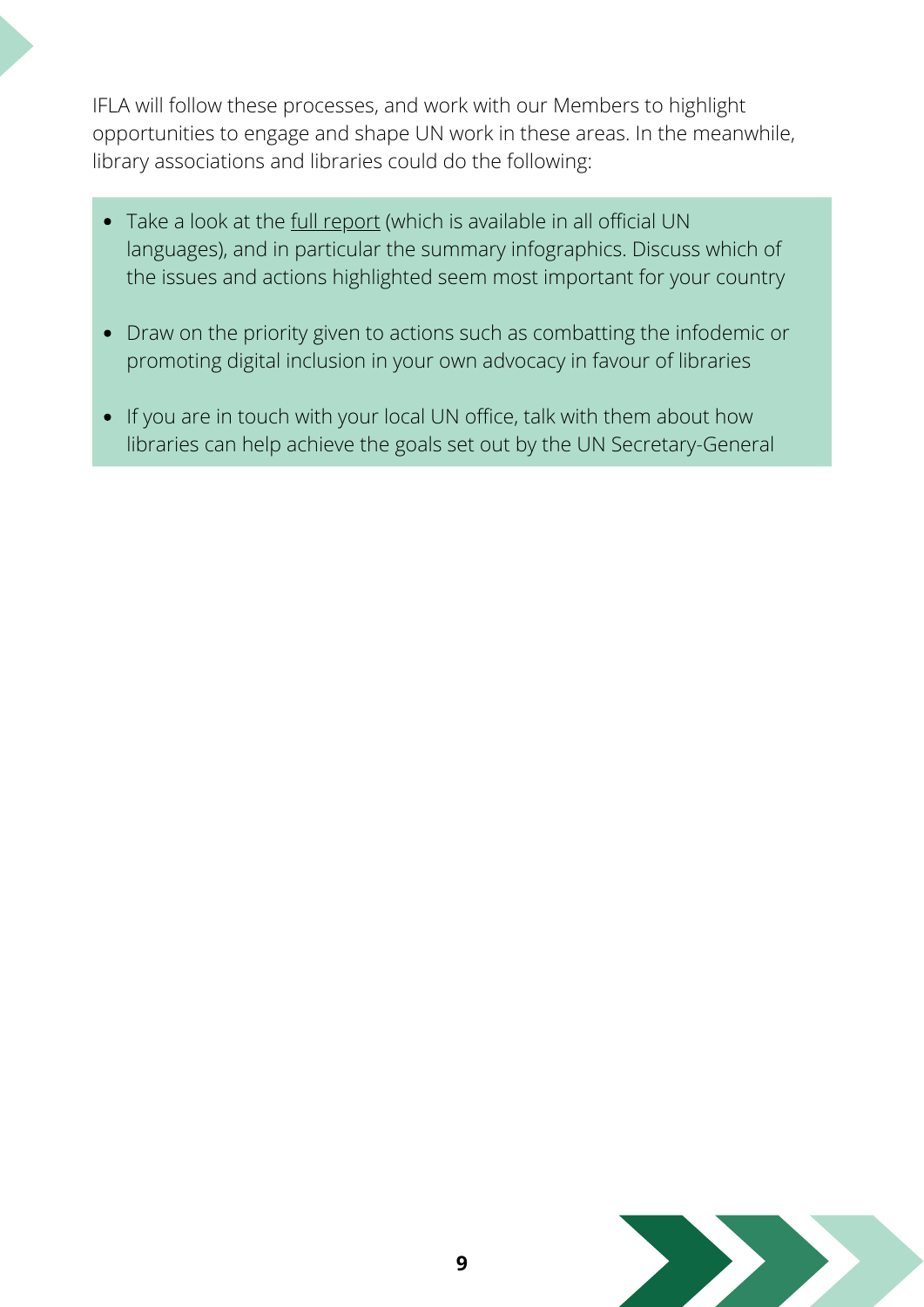IFLA will follow these processes, and work with our Members to highlight opportunities to engage and shape UN work in these areas. In the meanwhile, library associations and libraries could do the following:

- Take a look at the full report (which is available in all official UN languages), and in particular the summary infographics. Discuss which of the issues and actions highlighted seem most important for your country
- Draw on the priority given to actions such as combatting the infodemic or promoting digital inclusion in your own advocacy in favour of libraries
- If you are in touch with your local UN office, talk with them about how libraries can help achieve the goals set out by the UN Secretary-General